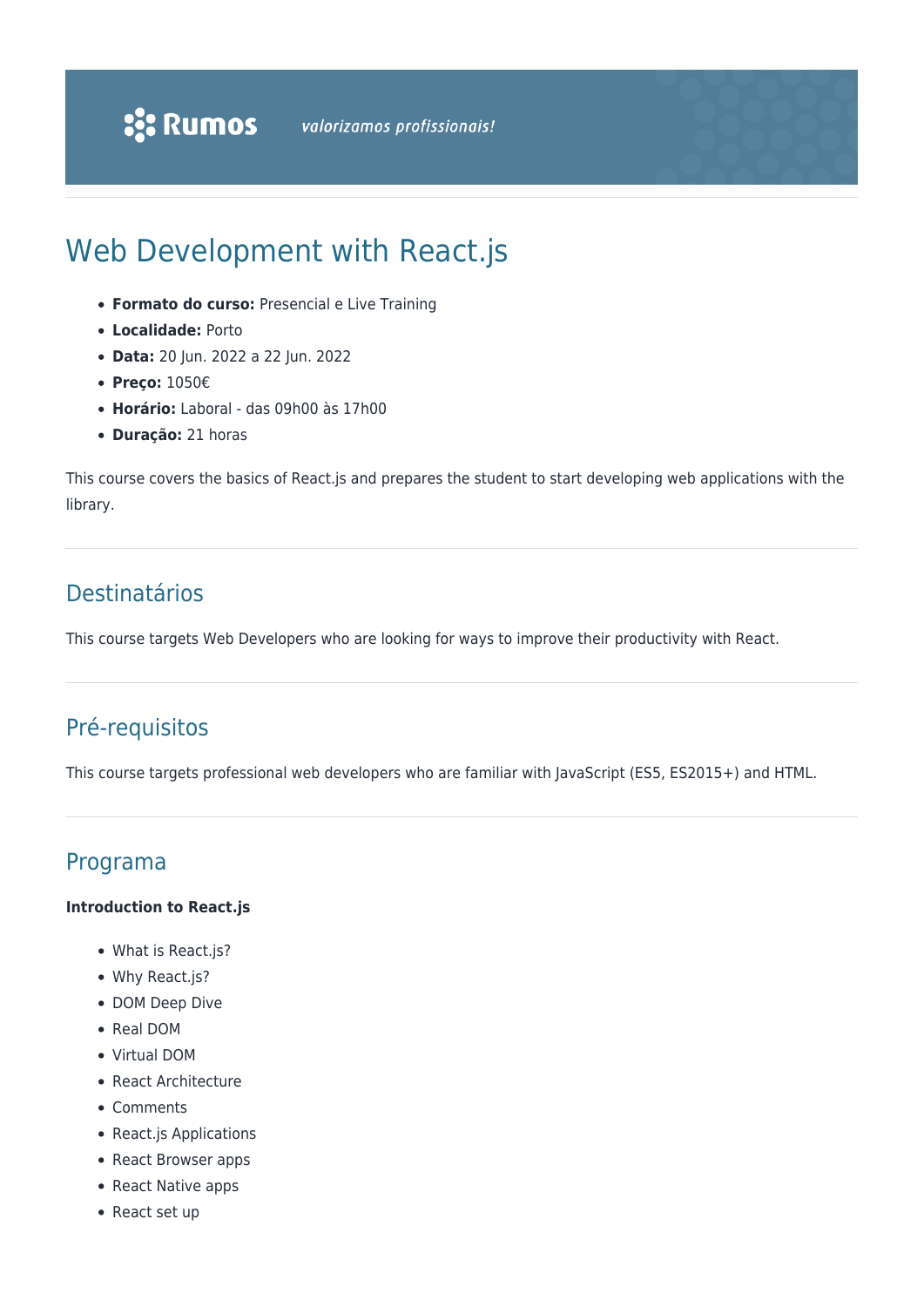# Web Development with React.js

- **Formato do curso:** Presencial e Live Training
- **Localidade:** Porto
- **Data:** 20 Jun. 2022 a 22 Jun. 2022
- **Preço:** 1050€
- **Horário:** Laboral - das 09h00 às 17h00
- **Duração:** 21 horas

This course covers the basics of React.js and prepares the student to start developing web applications with the library.

## Destinatários

This course targets Web Developers who are looking for ways to improve their productivity with React.

## Pré-requisitos

This course targets professional web developers who are familiar with JavaScript (ES5, ES2015+) and HTML.

## Programa

**Introduction to React.js**

- What is React.js?
- Why React.js?
- DOM Deep Dive
- Real DOM
- Virtual DOM
- React Architecture
- Comments
- React.js Applications
- React Browser apps
- React Native apps
- React set up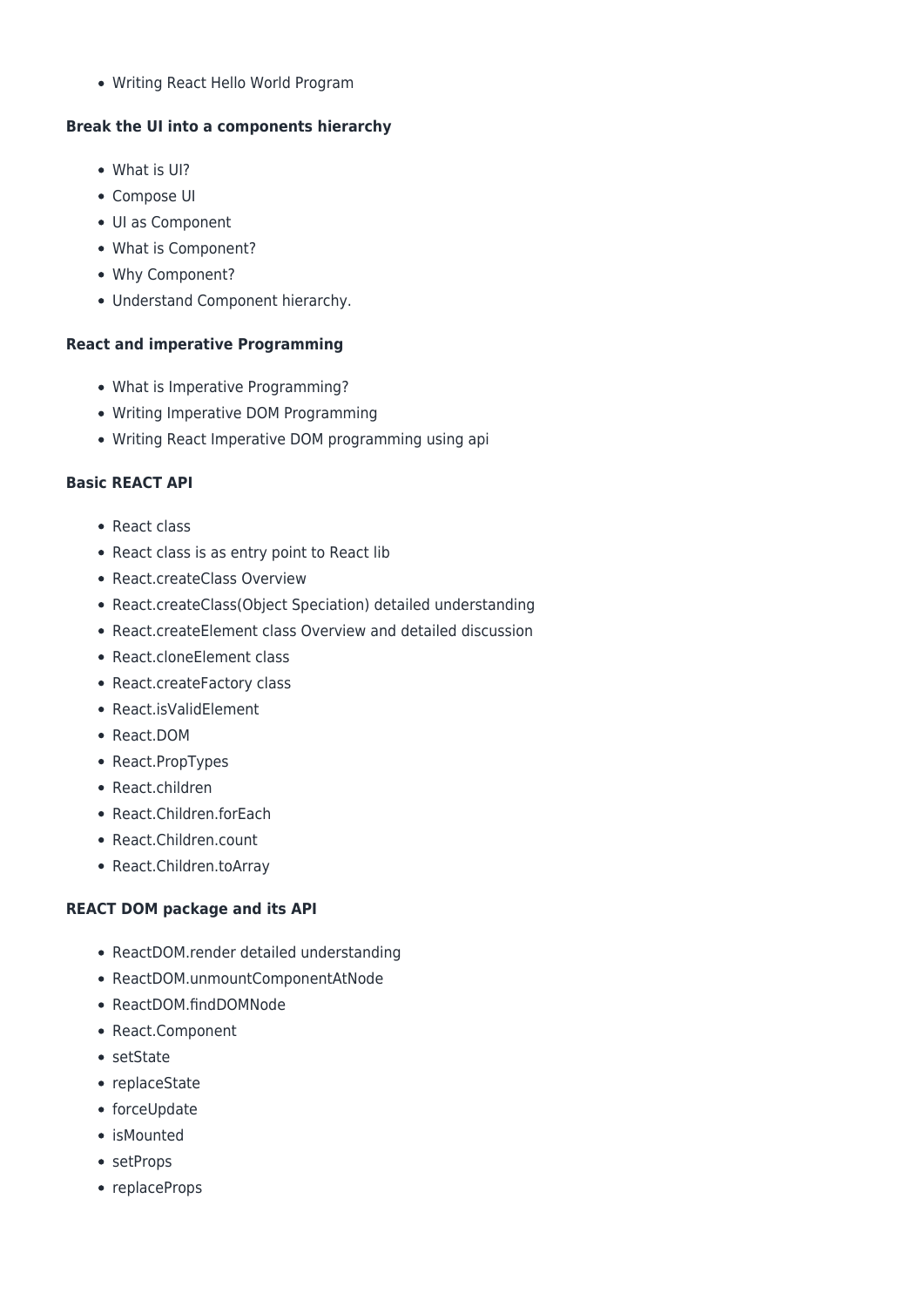- Writing React Hello World Program

**Break the UI into a components hierarchy**

- What is UI?
- Compose UI
- UI as Component
- What is Component?
- Why Component?
- Understand Component hierarchy.

**React and imperative Programming**

- What is Imperative Programming?
- Writing Imperative DOM Programming
- Writing React Imperative DOM programming using api

**Basic REACT API**

- React class
- React class is as entry point to React lib
- React.createClass Overview
- React.createClass(Object Speciation) detailed understanding
- React.createElement class Overview and detailed discussion
- React.cloneElement class
- React.createFactory class
- React.isValidElement
- React.DOM
- React.PropTypes
- React.children
- React.Children.forEach
- React.Children.count
- React.Children.toArray

**REACT DOM package and its API**

- ReactDOM.render detailed understanding
- ReactDOM.unmountComponentAtNode
- ReactDOM.findDOMNode
- React.Component
- setState
- replaceState
- forceUpdate
- isMounted
- setProps
- replaceProps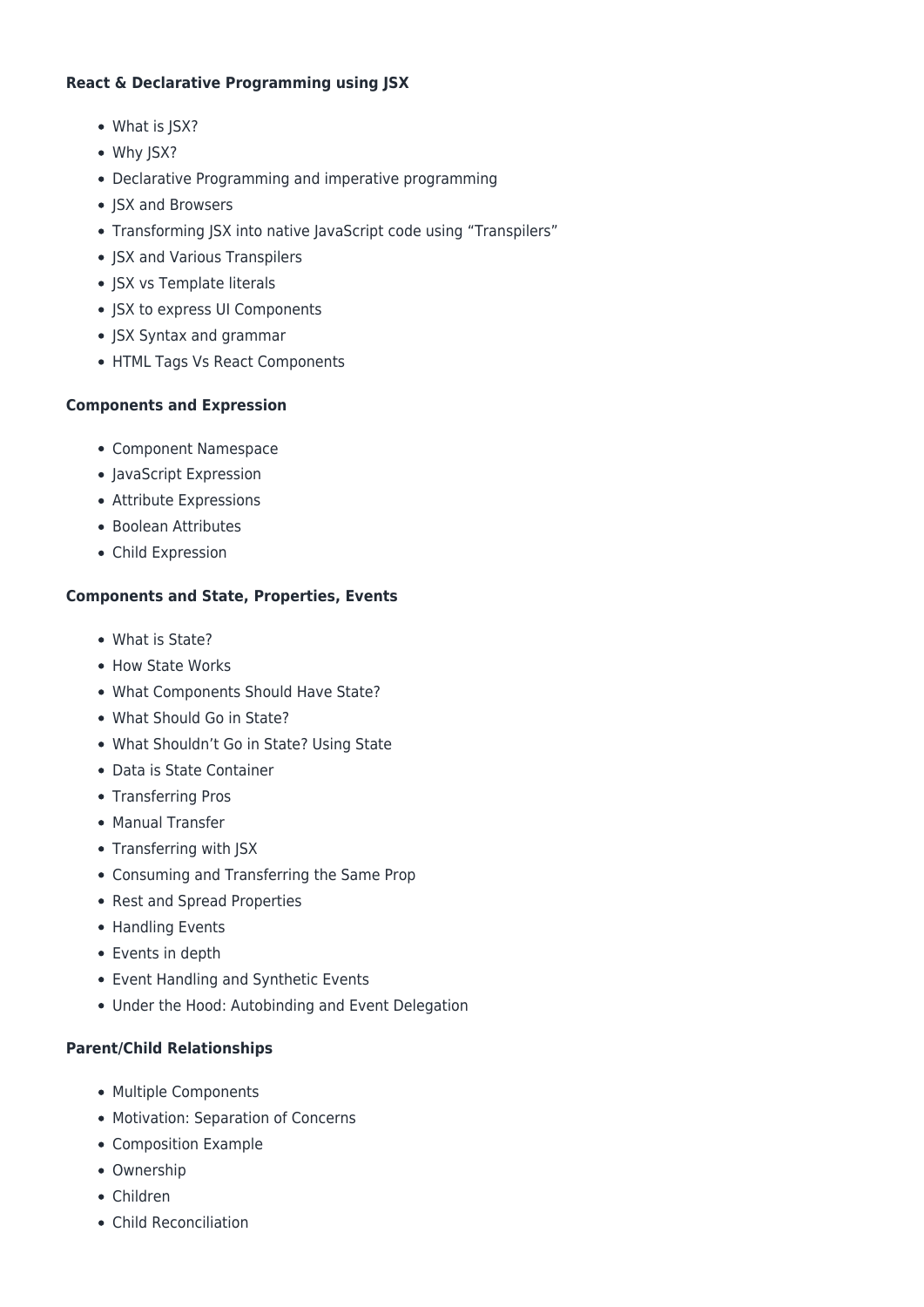**React & Declarative Programming using JSX**

- What is JSX?
- Why JSX?
- Declarative Programming and imperative programming
- JSX and Browsers
- Transforming JSX into native JavaScript code using "Transpilers"
- JSX and Various Transpilers
- JSX vs Template literals
- JSX to express UI Components
- JSX Syntax and grammar
- HTML Tags Vs React Components

**Components and Expression**

- Component Namespace
- JavaScript Expression
- Attribute Expressions
- Boolean Attributes
- Child Expression

**Components and State, Properties, Events**

- What is State?
- How State Works
- What Components Should Have State?
- What Should Go in State?
- What Shouldn't Go in State? Using State
- Data is State Container
- Transferring Pros
- Manual Transfer
- Transferring with JSX
- Consuming and Transferring the Same Prop
- Rest and Spread Properties
- Handling Events
- Events in depth
- Event Handling and Synthetic Events
- Under the Hood: Autobinding and Event Delegation

**Parent/Child Relationships**

- Multiple Components
- Motivation: Separation of Concerns
- Composition Example
- Ownership
- Children
- Child Reconciliation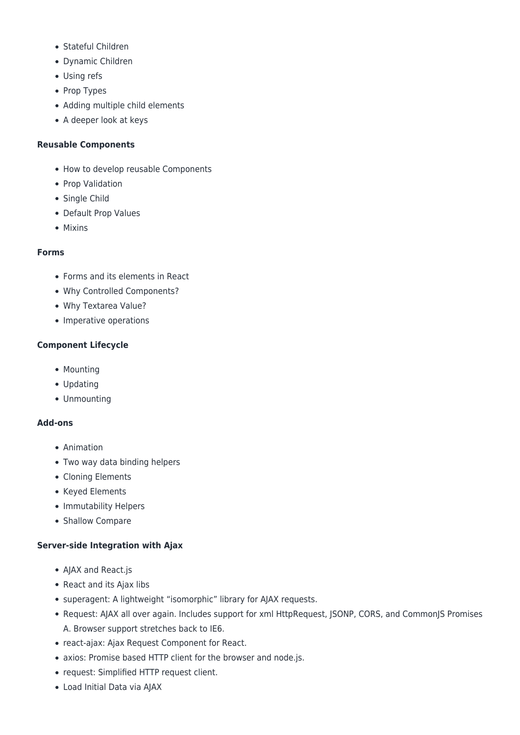- Stateful Children
- Dynamic Children
- Using refs
- Prop Types
- Adding multiple child elements
- A deeper look at keys

**Reusable Components**

- How to develop reusable Components
- Prop Validation
- Single Child
- Default Prop Values
- Mixins

**Forms**

- Forms and its elements in React
- Why Controlled Components?
- Why Textarea Value?
- Imperative operations

**Component Lifecycle**

- Mounting
- Updating
- Unmounting

**Add-ons**

- Animation
- Two way data binding helpers
- Cloning Elements
- Keyed Elements
- Immutability Helpers
- Shallow Compare

**Server-side Integration with Ajax**

- AJAX and React.js
- React and its Ajax libs
- superagent: A lightweight "isomorphic" library for AJAX requests.
- Request: AJAX all over again. Includes support for xml HttpRequest, JSONP, CORS, and CommonJS Promises A. Browser support stretches back to IE6.
- react-ajax: Ajax Request Component for React.
- axios: Promise based HTTP client for the browser and node.js.
- request: Simplified HTTP request client.
- Load Initial Data via AJAX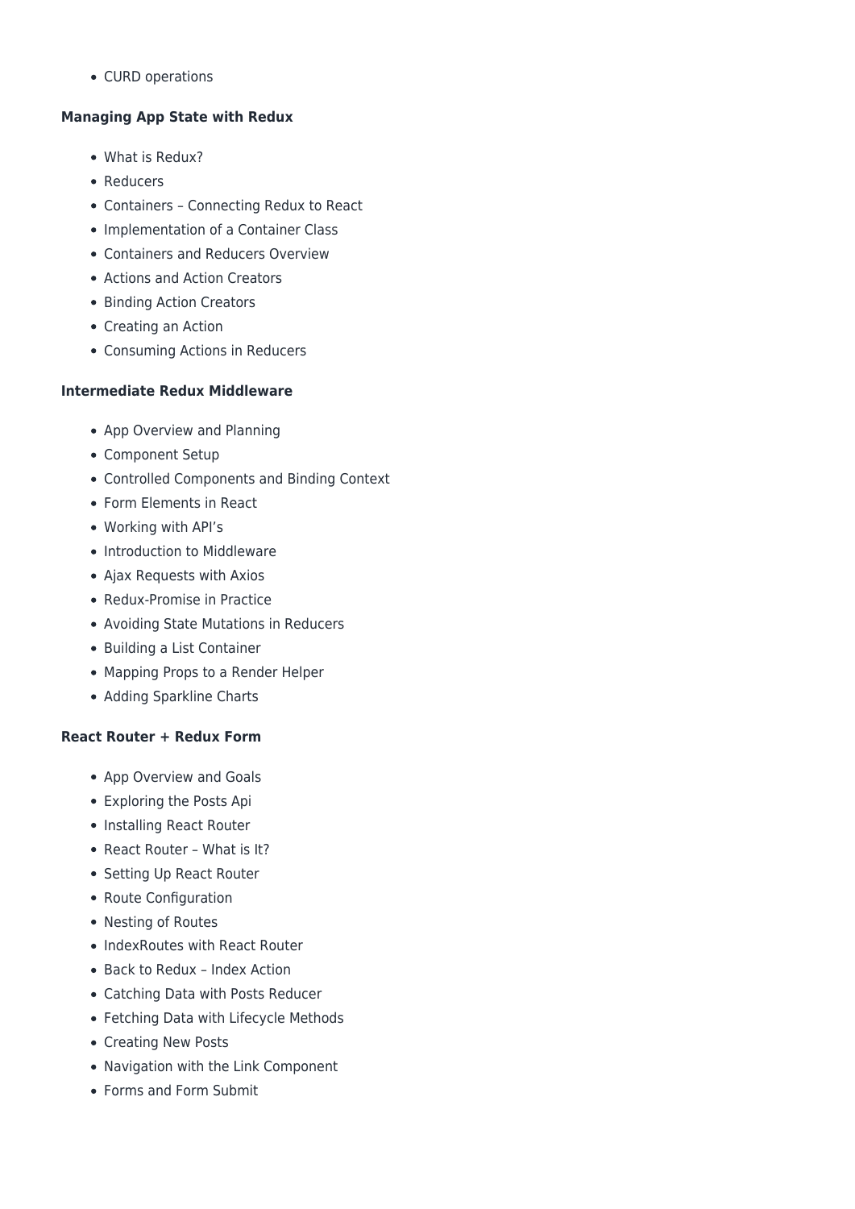- CURD operations

**Managing App State with Redux**

- What is Redux?
- Reducers
- Containers – Connecting Redux to React
- Implementation of a Container Class
- Containers and Reducers Overview
- Actions and Action Creators
- Binding Action Creators
- Creating an Action
- Consuming Actions in Reducers

**Intermediate Redux Middleware**

- App Overview and Planning
- Component Setup
- Controlled Components and Binding Context
- Form Elements in React
- Working with API's
- Introduction to Middleware
- Ajax Requests with Axios
- Redux-Promise in Practice
- Avoiding State Mutations in Reducers
- Building a List Container
- Mapping Props to a Render Helper
- Adding Sparkline Charts

**React Router + Redux Form**

- App Overview and Goals
- Exploring the Posts Api
- Installing React Router
- React Router – What is It?
- Setting Up React Router
- Route Configuration
- Nesting of Routes
- IndexRoutes with React Router
- Back to Redux – Index Action
- Catching Data with Posts Reducer
- Fetching Data with Lifecycle Methods
- Creating New Posts
- Navigation with the Link Component
- Forms and Form Submit